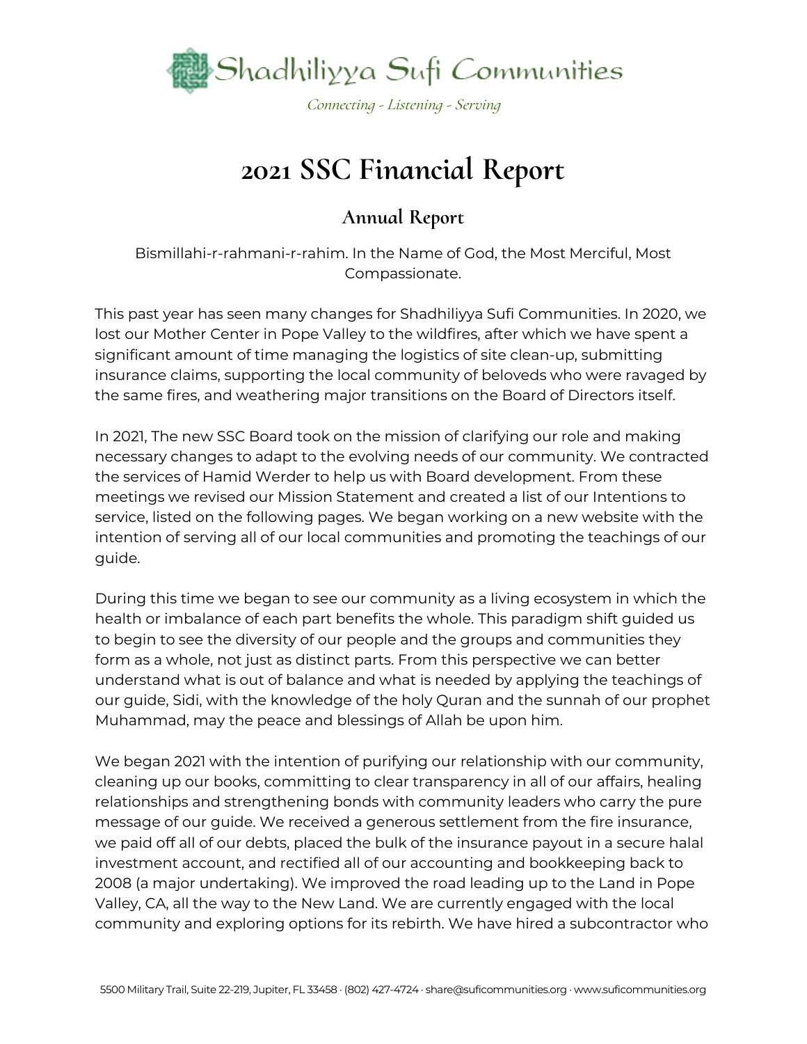Shadhiliyya Sufi Communities

*Connecting - Listening - Serving*

# 2021 SSC Financial Report

## Annual Report

Bismillahi-r-rahmani-r-rahim. In the Name of God, the Most Merciful, Most Compassionate.

This past year has seen many changes for Shadhiliyya Sufi Communities. In 2020, we lost our Mother Center in Pope Valley to the wildfires, after which we have spent a significant amount of time managing the logistics of site clean-up, submitting insurance claims, supporting the local community of beloveds who were ravaged by the same fires, and weathering major transitions on the Board of Directors itself.

In 2021, The new SSC Board took on the mission of clarifying our role and making necessary changes to adapt to the evolving needs of our community. We contracted the services of Hamid Werder to help us with Board development. From these meetings we revised our Mission Statement and created a list of our Intentions to service, listed on the following pages. We began working on a new website with the intention of serving all of our local communities and promoting the teachings of our guide.

During this time we began to see our community as a living ecosystem in which the health or imbalance of each part benefits the whole. This paradigm shift guided us to begin to see the diversity of our people and the groups and communities they form as a whole, not just as distinct parts. From this perspective we can better understand what is out of balance and what is needed by applying the teachings of our guide, Sidi, with the knowledge of the holy Quran and the sunnah of our prophet Muhammad, may the peace and blessings of Allah be upon him.

We began 2021 with the intention of purifying our relationship with our community, cleaning up our books, committing to clear transparency in all of our affairs, healing relationships and strengthening bonds with community leaders who carry the pure message of our guide. We received a generous settlement from the fire insurance, we paid off all of our debts, placed the bulk of the insurance payout in a secure halal investment account, and rectified all of our accounting and bookkeeping back to 2008 (a major undertaking). We improved the road leading up to the Land in Pope Valley, CA, all the way to the New Land. We are currently engaged with the local community and exploring options for its rebirth. We have hired a subcontractor who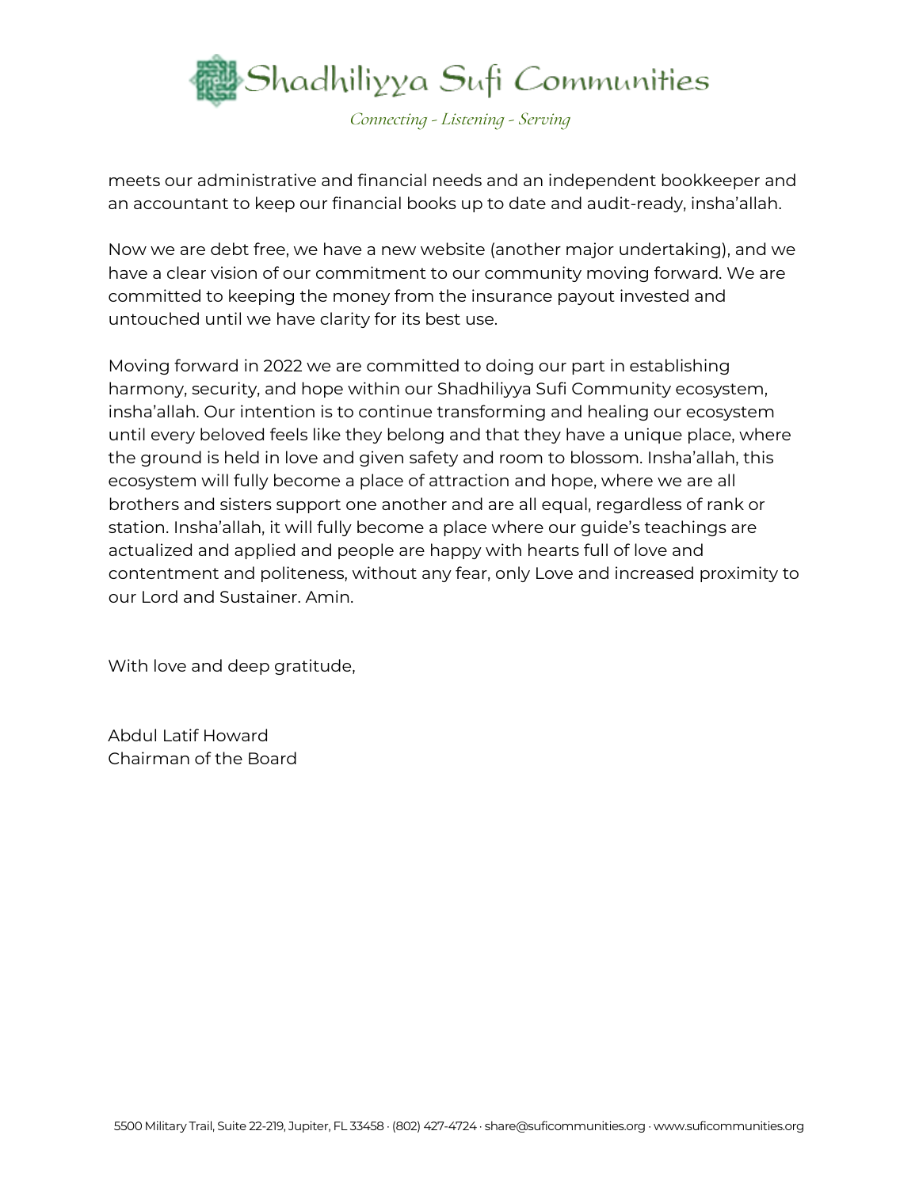meets our administrative and financial needs and an independent bookkeeper and an accountant to keep our financial books up to date and audit-ready, insha'allah.

Now we are debt free, we have a new website (another major undertaking), and we have a clear vision of our commitment to our community moving forward. We are committed to keeping the money from the insurance payout invested and untouched until we have clarity for its best use.

Moving forward in 2022 we are committed to doing our part in establishing harmony, security, and hope within our Shadhiliyya Sufi Community ecosystem, insha'allah. Our intention is to continue transforming and healing our ecosystem until every beloved feels like they belong and that they have a unique place, where the ground is held in love and given safety and room to blossom. Insha'allah, this ecosystem will fully become a place of attraction and hope, where we are all brothers and sisters support one another and are all equal, regardless of rank or station. Insha'allah, it will fully become a place where our guide's teachings are actualized and applied and people are happy with hearts full of love and contentment and politeness, without any fear, only Love and increased proximity to our Lord and Sustainer. Amin.

With love and deep gratitude,

Abdul Latif Howard
Chairman of the Board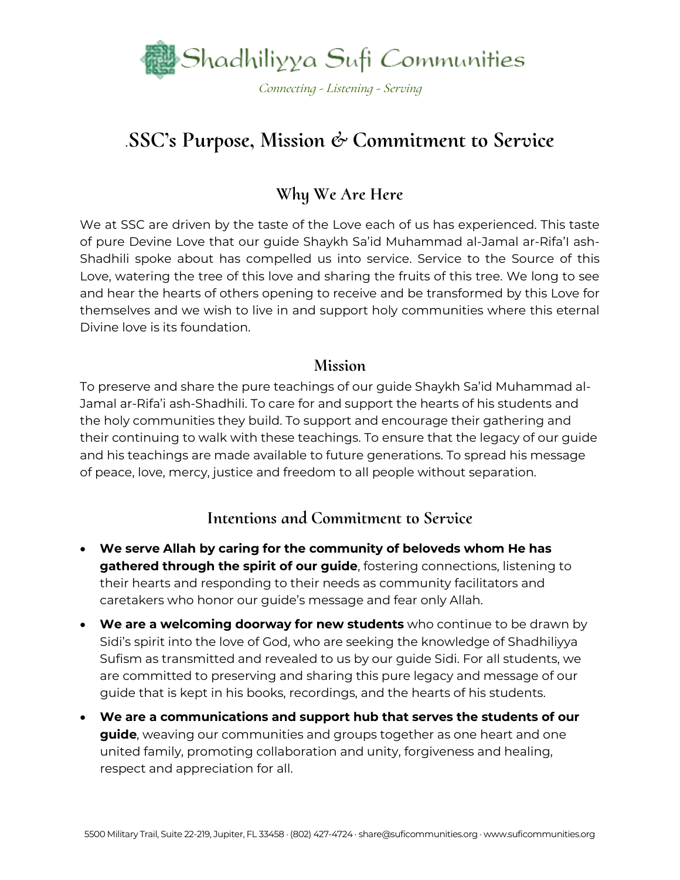Shadhiliyya Sufi Communities

*Connecting - Listening - Serving*

# .SSC's Purpose, Mission & Commitment to Service

## Why We Are Here

We at SSC are driven by the taste of the Love each of us has experienced. This taste of pure Devine Love that our guide Shaykh Sa'id Muhammad al-Jamal ar-Rifa'I ash-Shadhili spoke about has compelled us into service. Service to the Source of this Love, watering the tree of this love and sharing the fruits of this tree. We long to see and hear the hearts of others opening to receive and be transformed by this Love for themselves and we wish to live in and support holy communities where this eternal Divine love is its foundation.

## Mission

To preserve and share the pure teachings of our guide Shaykh Sa'id Muhammad al-Jamal ar-Rifa'i ash-Shadhili. To care for and support the hearts of his students and the holy communities they build. To support and encourage their gathering and their continuing to walk with these teachings. To ensure that the legacy of our guide and his teachings are made available to future generations. To spread his message of peace, love, mercy, justice and freedom to all people without separation.

## Intentions and Commitment to Service

- **We serve Allah by caring for the community of beloveds whom He has gathered through the spirit of our guide**, fostering connections, listening to their hearts and responding to their needs as community facilitators and caretakers who honor our guide's message and fear only Allah.
- **We are a welcoming doorway for new students** who continue to be drawn by Sidi's spirit into the love of God, who are seeking the knowledge of Shadhiliyya Sufism as transmitted and revealed to us by our guide Sidi. For all students, we are committed to preserving and sharing this pure legacy and message of our guide that is kept in his books, recordings, and the hearts of his students.
- **We are a communications and support hub that serves the students of our guide**, weaving our communities and groups together as one heart and one united family, promoting collaboration and unity, forgiveness and healing, respect and appreciation for all.

5500 Military Trail, Suite 22-219, Jupiter, FL 33458 · (802) 427-4724 · share@suficommunities.org · www.suficommunities.org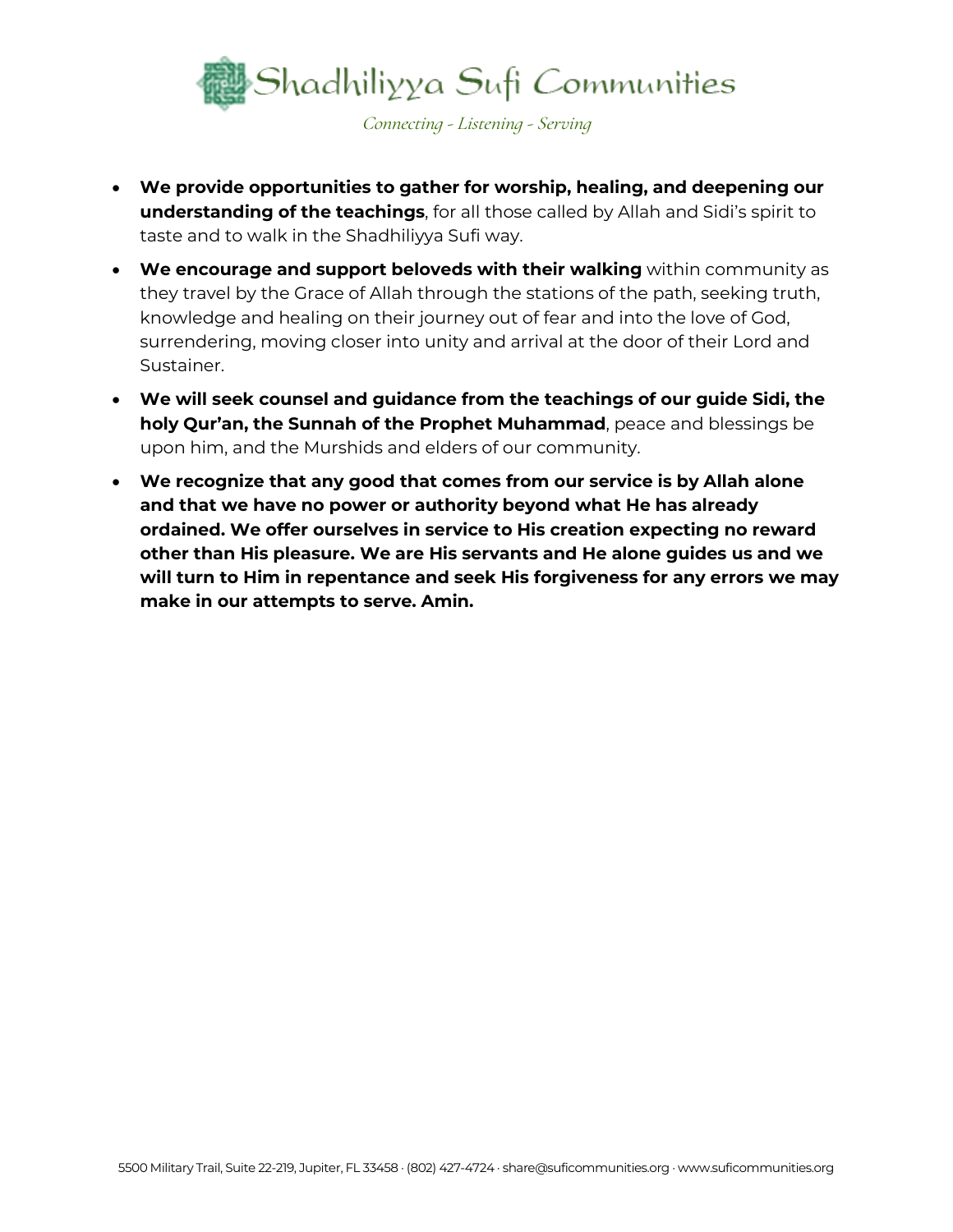- **We provide opportunities to gather for worship, healing, and deepening our understanding of the teachings**, for all those called by Allah and Sidi's spirit to taste and to walk in the Shadhiliyya Sufi way.
- **We encourage and support beloveds with their walking** within community as they travel by the Grace of Allah through the stations of the path, seeking truth, knowledge and healing on their journey out of fear and into the love of God, surrendering, moving closer into unity and arrival at the door of their Lord and Sustainer.
- **We will seek counsel and guidance from the teachings of our guide Sidi, the holy Qur'an, the Sunnah of the Prophet Muhammad**, peace and blessings be upon him, and the Murshids and elders of our community.
- **We recognize that any good that comes from our service is by Allah alone and that we have no power or authority beyond what He has already ordained. We offer ourselves in service to His creation expecting no reward other than His pleasure. We are His servants and He alone guides us and we will turn to Him in repentance and seek His forgiveness for any errors we may make in our attempts to serve. Amin.**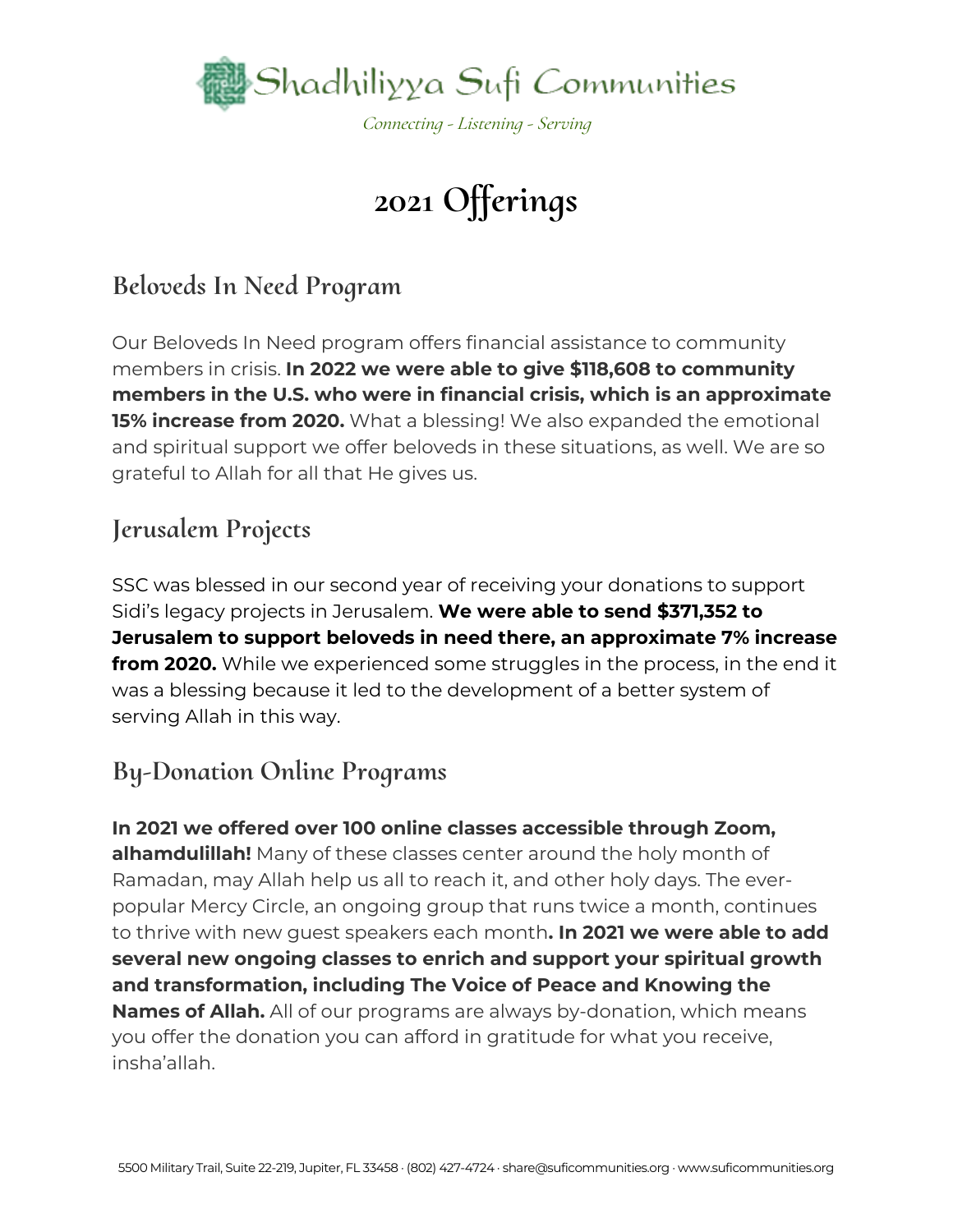Shadhiliyya Sufi Communities

*Connecting - Listening - Serving*

# 2021 Offerings

## Beloveds In Need Program

Our Beloveds In Need program offers financial assistance to community members in crisis. **In 2022 we were able to give $118,608 to community members in the U.S. who were in financial crisis, which is an approximate 15% increase from 2020.** What a blessing! We also expanded the emotional and spiritual support we offer beloveds in these situations, as well. We are so grateful to Allah for all that He gives us.

## Jerusalem Projects

SSC was blessed in our second year of receiving your donations to support Sidi's legacy projects in Jerusalem. **We were able to send $371,352 to Jerusalem to support beloveds in need there, an approximate 7% increase from 2020.** While we experienced some struggles in the process, in the end it was a blessing because it led to the development of a better system of serving Allah in this way.

## By-Donation Online Programs

**In 2021 we offered over 100 online classes accessible through Zoom, alhamdulillah!** Many of these classes center around the holy month of Ramadan, may Allah help us all to reach it, and other holy days. The ever-popular Mercy Circle, an ongoing group that runs twice a month, continues to thrive with new guest speakers each month**. In 2021 we were able to add several new ongoing classes to enrich and support your spiritual growth and transformation, including The Voice of Peace and Knowing the Names of Allah.** All of our programs are always by-donation, which means you offer the donation you can afford in gratitude for what you receive, insha'allah.

5500 Military Trail, Suite 22-219, Jupiter, FL 33458 · (802) 427-4724 · share@suficommunities.org · www.suficommunities.org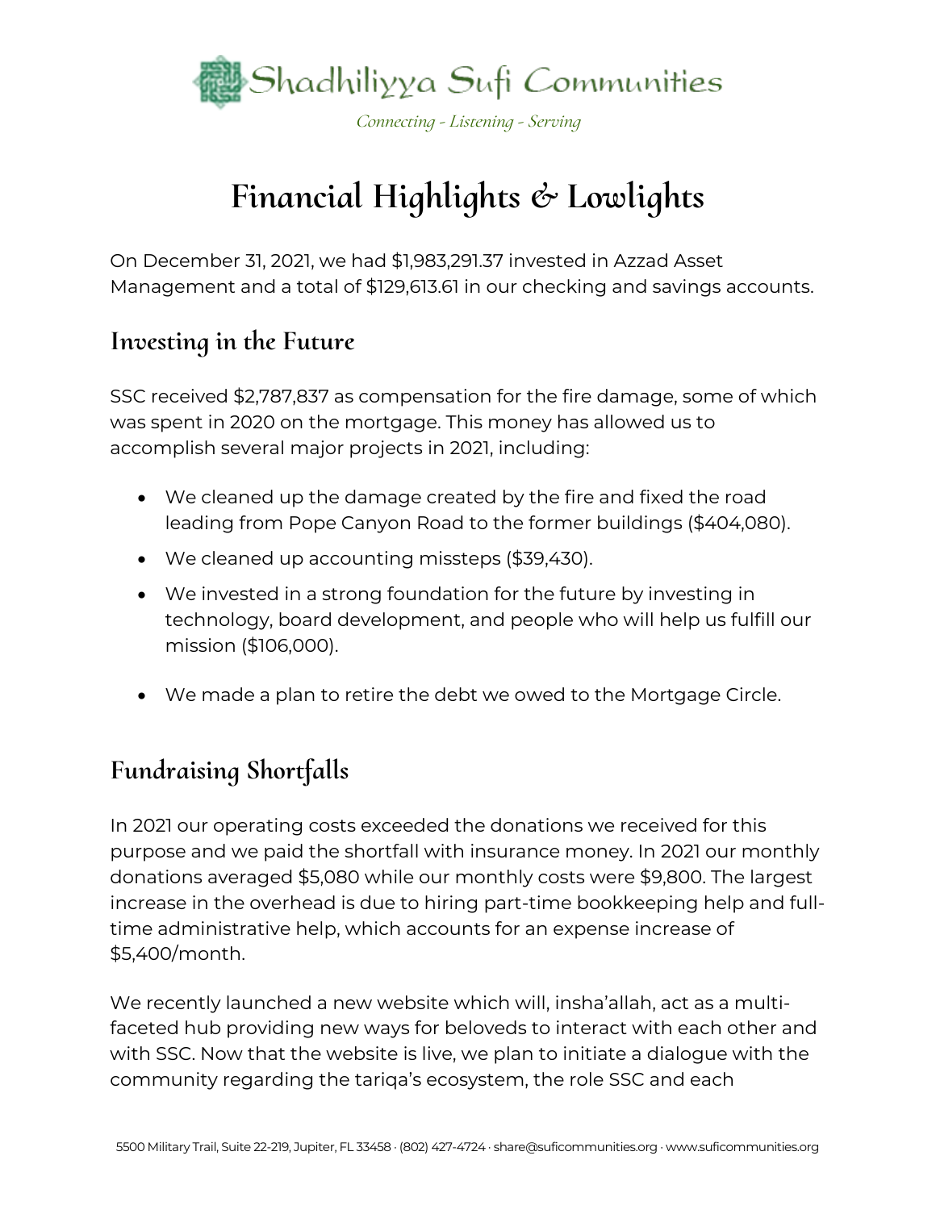# Financial Highlights & Lowlights

On December 31, 2021, we had $1,983,291.37 invested in Azzad Asset Management and a total of $129,613.61 in our checking and savings accounts.

## Investing in the Future

SSC received $2,787,837 as compensation for the fire damage, some of which was spent in 2020 on the mortgage. This money has allowed us to accomplish several major projects in 2021, including:

- We cleaned up the damage created by the fire and fixed the road leading from Pope Canyon Road to the former buildings ($404,080).
- We cleaned up accounting missteps ($39,430).
- We invested in a strong foundation for the future by investing in technology, board development, and people who will help us fulfill our mission ($106,000).
- We made a plan to retire the debt we owed to the Mortgage Circle.

## Fundraising Shortfalls

In 2021 our operating costs exceeded the donations we received for this purpose and we paid the shortfall with insurance money. In 2021 our monthly donations averaged $5,080 while our monthly costs were $9,800. The largest increase in the overhead is due to hiring part-time bookkeeping help and full-time administrative help, which accounts for an expense increase of $5,400/month.

We recently launched a new website which will, insha'allah, act as a multi-faceted hub providing new ways for beloveds to interact with each other and with SSC. Now that the website is live, we plan to initiate a dialogue with the community regarding the tariqa's ecosystem, the role SSC and each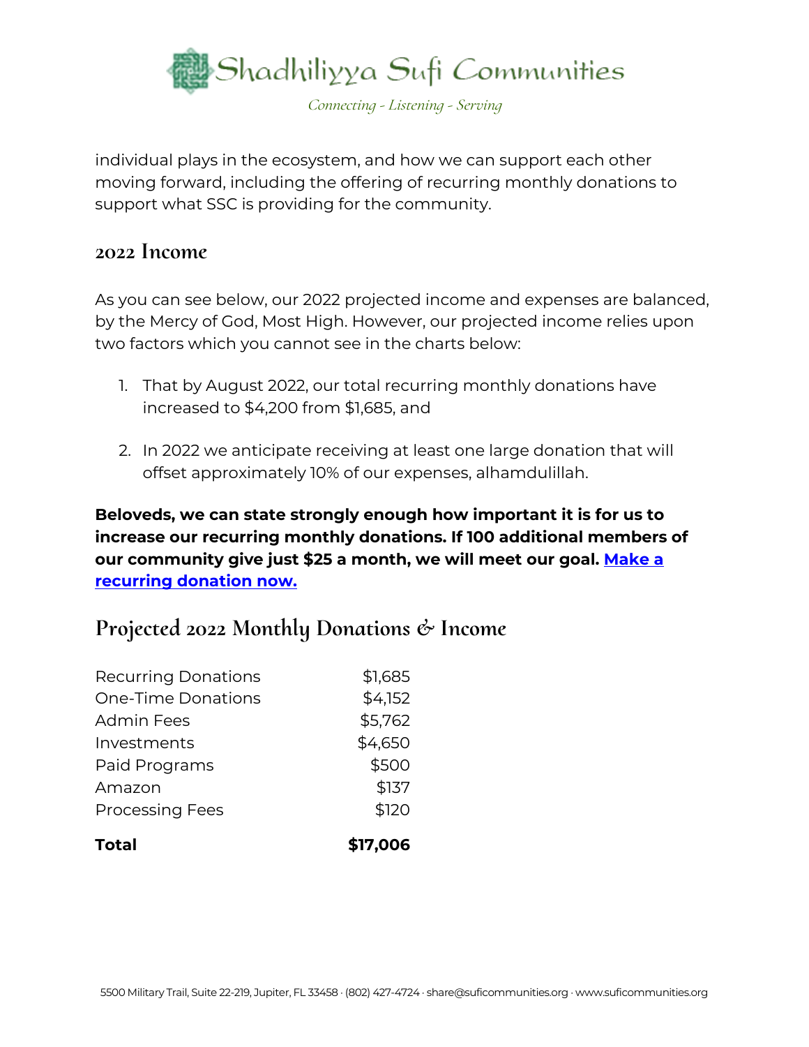individual plays in the ecosystem, and how we can support each other moving forward, including the offering of recurring monthly donations to support what SSC is providing for the community.

## 2022 Income

As you can see below, our 2022 projected income and expenses are balanced, by the Mercy of God, Most High. However, our projected income relies upon two factors which you cannot see in the charts below:

1. That by August 2022, our total recurring monthly donations have increased to $4,200 from $1,685, and
2. In 2022 we anticipate receiving at least one large donation that will offset approximately 10% of our expenses, alhamdulillah.

**Beloveds, we can state strongly enough how important it is for us to increase our recurring monthly donations. If 100 additional members of our community give just $25 a month, we will meet our goal. Make a recurring donation now.**

## Projected 2022 Monthly Donations & Income

| | |
|---|---:|
| Recurring Donations | $1,685 |
| One-Time Donations | $4,152 |
| Admin Fees | $5,762 |
| Investments | $4,650 |
| Paid Programs | $500 |
| Amazon | $137 |
| Processing Fees | $120 |
| **Total** | **$17,006** |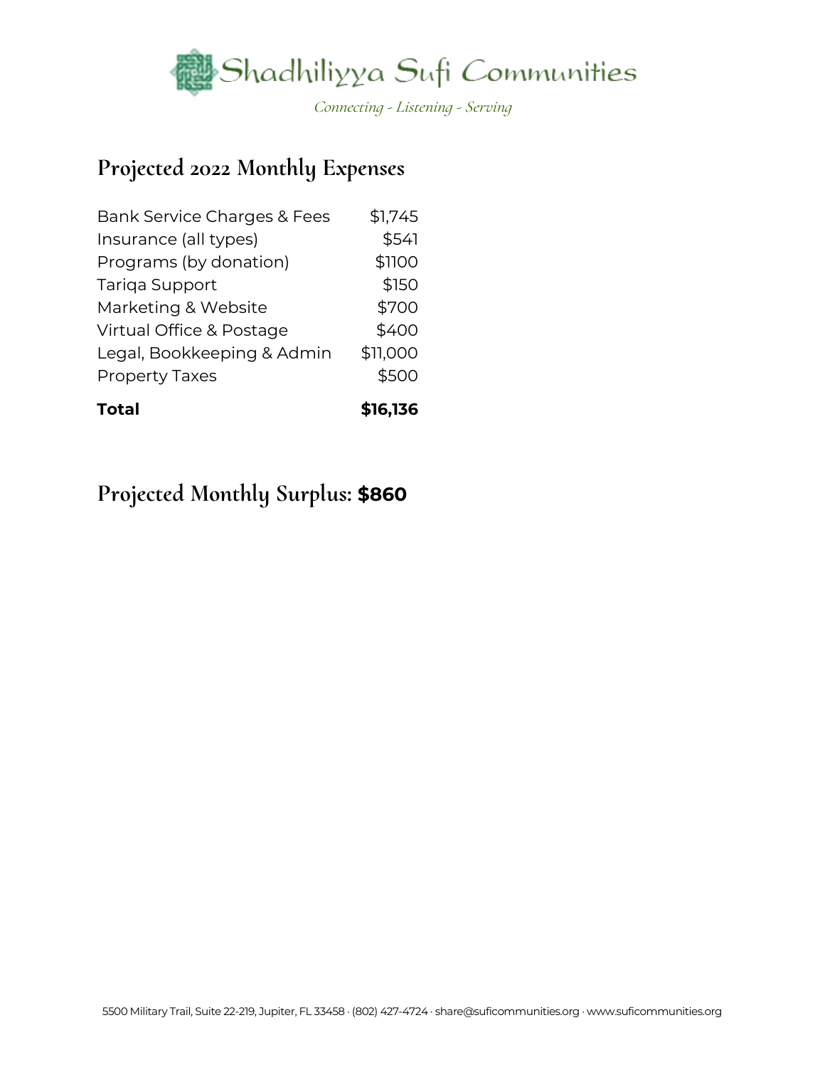Shadhiliyya Sufi Communities

*Connecting - Listening - Serving*

## Projected 2022 Monthly Expenses

| | |
|---|---|
| Bank Service Charges & Fees | $1,745 |
| Insurance (all types) | $541 |
| Programs (by donation) | $1100 |
| Tariqa Support | $150 |
| Marketing & Website | $700 |
| Virtual Office & Postage | $400 |
| Legal, Bookkeeping & Admin | $11,000 |
| Property Taxes | $500 |
| **Total** | **$16,136** |

## Projected Monthly Surplus: **$860**

5500 Military Trail, Suite 22-219, Jupiter, FL 33458 · (802) 427-4724 · share@suficommunities.org · www.suficommunities.org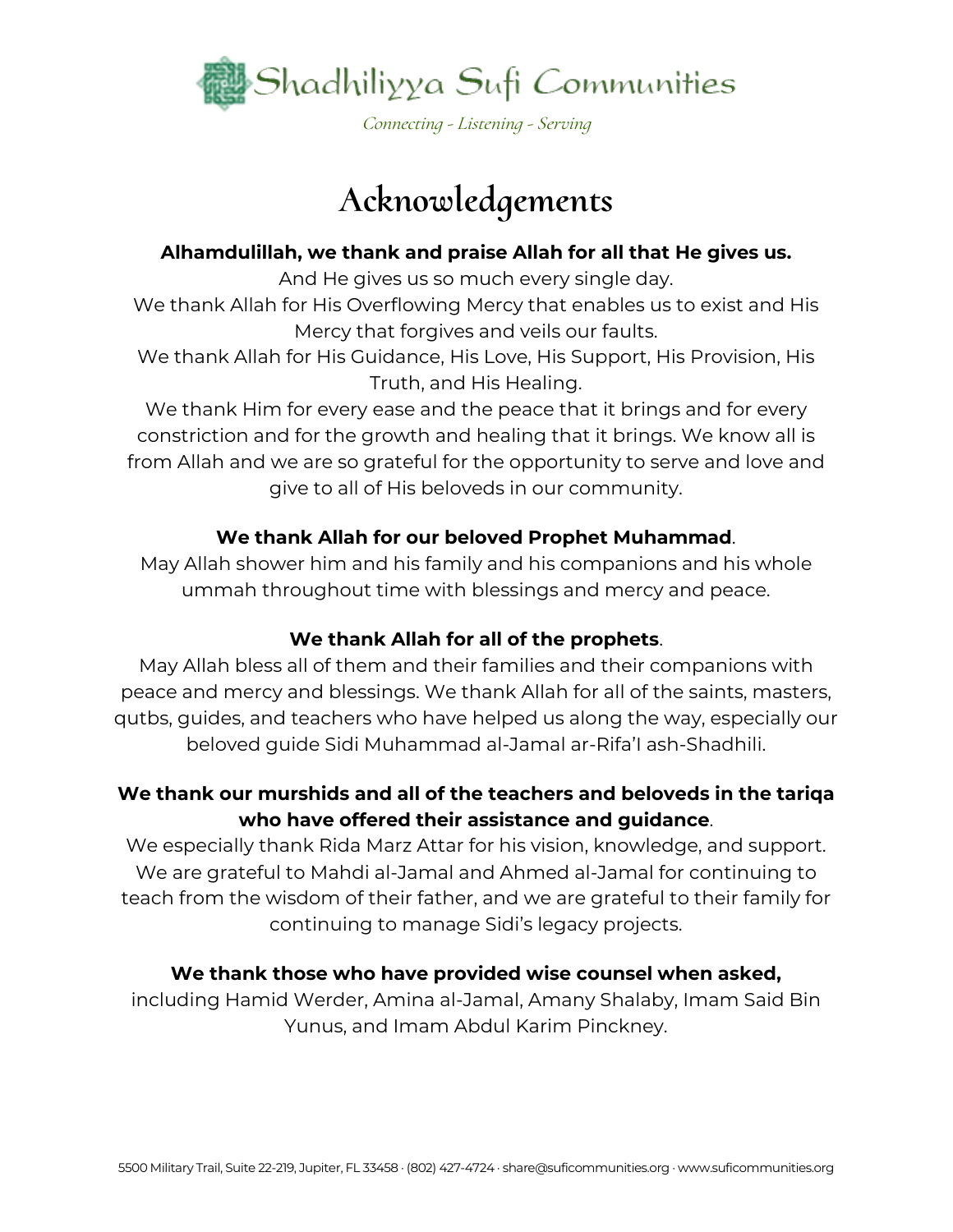# Acknowledgements

**Alhamdulillah, we thank and praise Allah for all that He gives us.**
And He gives us so much every single day.
We thank Allah for His Overflowing Mercy that enables us to exist and His Mercy that forgives and veils our faults.
We thank Allah for His Guidance, His Love, His Support, His Provision, His Truth, and His Healing.
We thank Him for every ease and the peace that it brings and for every constriction and for the growth and healing that it brings. We know all is from Allah and we are so grateful for the opportunity to serve and love and give to all of His beloveds in our community.

**We thank Allah for our beloved Prophet Muhammad**.
May Allah shower him and his family and his companions and his whole ummah throughout time with blessings and mercy and peace.

**We thank Allah for all of the prophets**.
May Allah bless all of them and their families and their companions with peace and mercy and blessings. We thank Allah for all of the saints, masters, qutbs, guides, and teachers who have helped us along the way, especially our beloved guide Sidi Muhammad al-Jamal ar-Rifa'I ash-Shadhili.

**We thank our murshids and all of the teachers and beloveds in the tariqa who have offered their assistance and guidance**.
We especially thank Rida Marz Attar for his vision, knowledge, and support. We are grateful to Mahdi al-Jamal and Ahmed al-Jamal for continuing to teach from the wisdom of their father, and we are grateful to their family for continuing to manage Sidi's legacy projects.

**We thank those who have provided wise counsel when asked,**
including Hamid Werder, Amina al-Jamal, Amany Shalaby, Imam Said Bin Yunus, and Imam Abdul Karim Pinckney.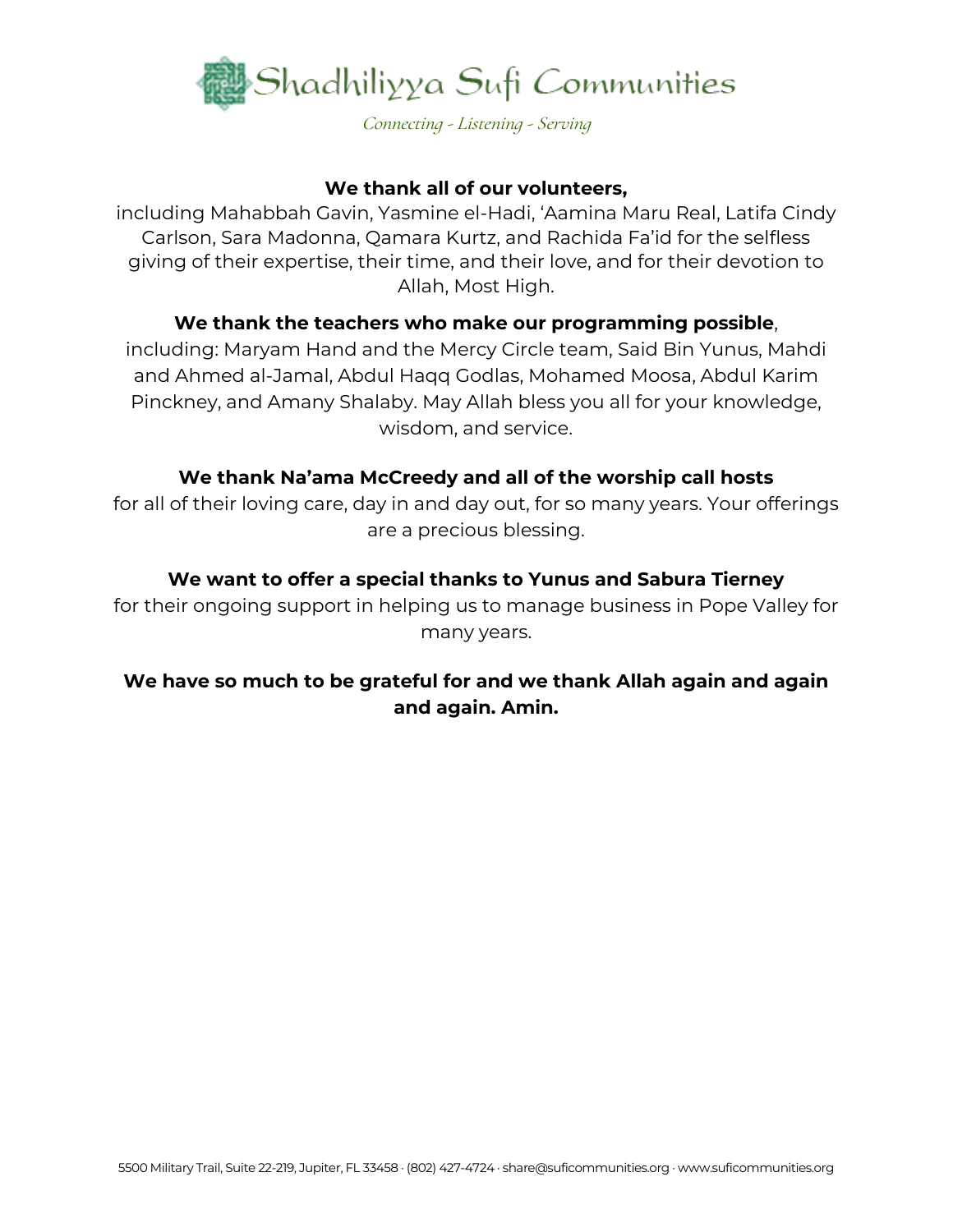**We thank all of our volunteers,**
including Mahabbah Gavin, Yasmine el-Hadi, ‘Aamina Maru Real, Latifa Cindy Carlson, Sara Madonna, Qamara Kurtz, and Rachida Fa’id for the selfless giving of their expertise, their time, and their love, and for their devotion to Allah, Most High.

**We thank the teachers who make our programming possible**,
including: Maryam Hand and the Mercy Circle team, Said Bin Yunus, Mahdi and Ahmed al-Jamal, Abdul Haqq Godlas, Mohamed Moosa, Abdul Karim Pinckney, and Amany Shalaby. May Allah bless you all for your knowledge, wisdom, and service.

**We thank Na’ama McCreedy and all of the worship call hosts**
for all of their loving care, day in and day out, for so many years. Your offerings are a precious blessing.

**We want to offer a special thanks to Yunus and Sabura Tierney**
for their ongoing support in helping us to manage business in Pope Valley for many years.

**We have so much to be grateful for and we thank Allah again and again and again. Amin.**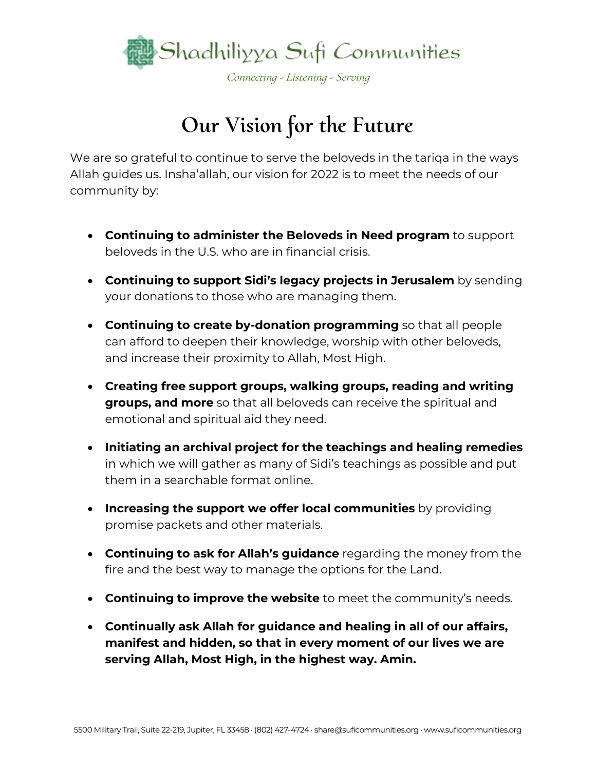Shadhiliyya Sufi Communities

*Connecting - Listening - Serving*

# Our Vision for the Future

We are so grateful to continue to serve the beloveds in the tariqa in the ways Allah guides us. Insha'allah, our vision for 2022 is to meet the needs of our community by:

- **Continuing to administer the Beloveds in Need program** to support beloveds in the U.S. who are in financial crisis.
- **Continuing to support Sidi's legacy projects in Jerusalem** by sending your donations to those who are managing them.
- **Continuing to create by-donation programming** so that all people can afford to deepen their knowledge, worship with other beloveds, and increase their proximity to Allah, Most High.
- **Creating free support groups, walking groups, reading and writing groups, and more** so that all beloveds can receive the spiritual and emotional and spiritual aid they need.
- **Initiating an archival project for the teachings and healing remedies** in which we will gather as many of Sidi's teachings as possible and put them in a searchable format online.
- **Increasing the support we offer local communities** by providing promise packets and other materials.
- **Continuing to ask for Allah's guidance** regarding the money from the fire and the best way to manage the options for the Land.
- **Continuing to improve the website** to meet the community's needs.
- **Continually ask Allah for guidance and healing in all of our affairs, manifest and hidden, so that in every moment of our lives we are serving Allah, Most High, in the highest way. Amin.**

5500 Military Trail, Suite 22-219, Jupiter, FL 33458 · (802) 427-4724 · share@suficommunities.org · www.suficommunities.org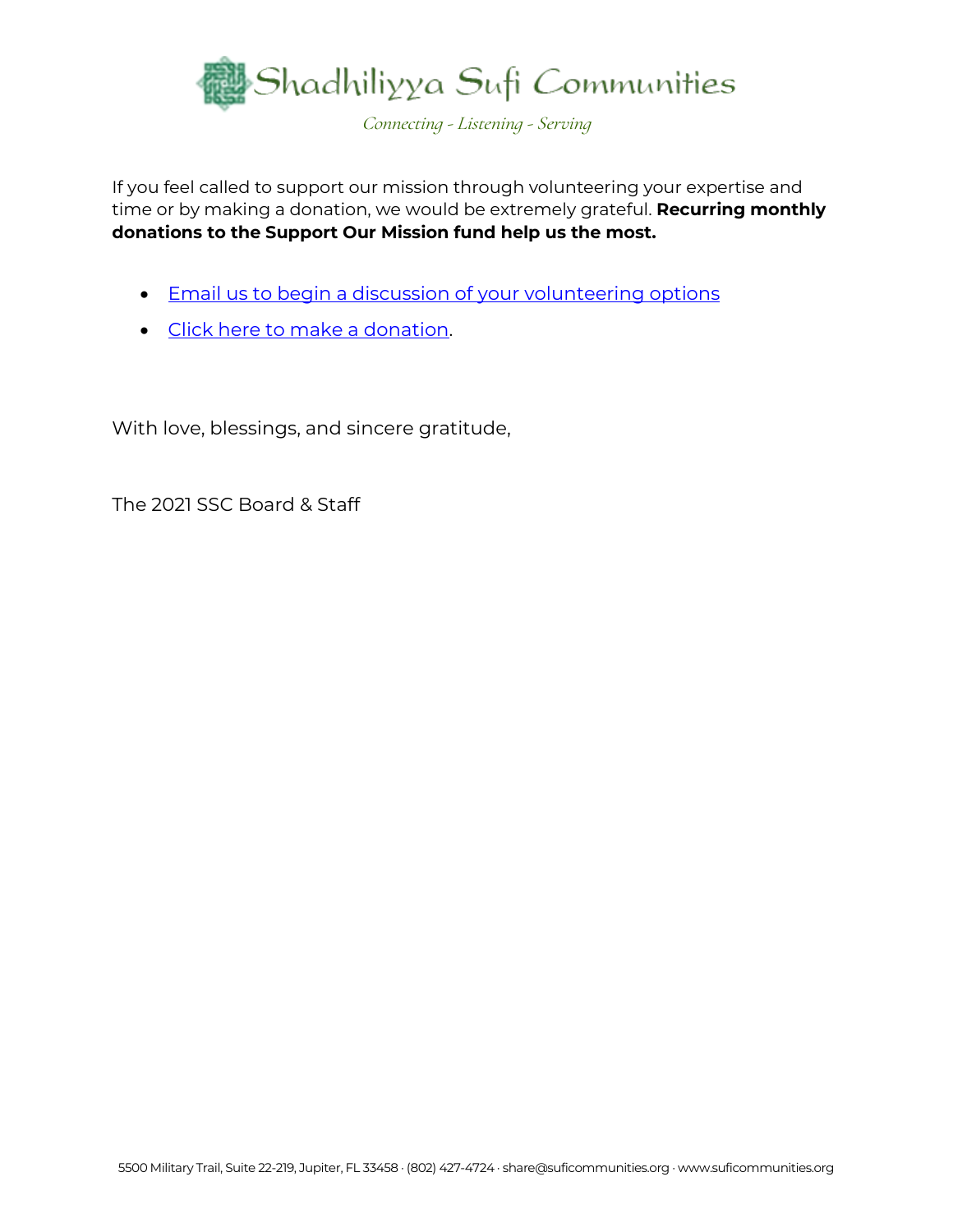Shadhiliyya Sufi Communities

*Connecting - Listening - Serving*

If you feel called to support our mission through volunteering your expertise and time or by making a donation, we would be extremely grateful. **Recurring monthly donations to the Support Our Mission fund help us the most.**

- Email us to begin a discussion of your volunteering options
- Click here to make a donation.

With love, blessings, and sincere gratitude,

The 2021 SSC Board & Staff

5500 Military Trail, Suite 22-219, Jupiter, FL 33458 · (802) 427-4724 · share@suficommunities.org · www.suficommunities.org